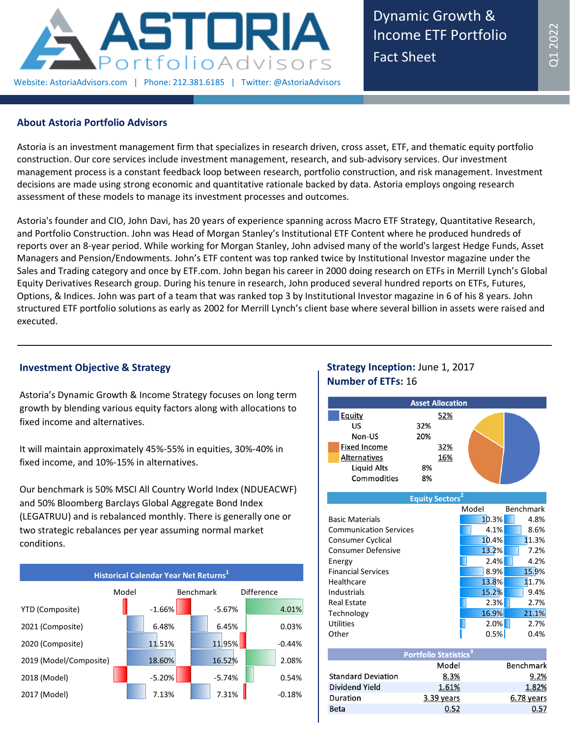# ASTORIA PortfolioAdvisors

Website: AstoriaAdvisors.com | Phone: 212.381.6185 | Twitter: @AstoriaAdvisors

**Dynamic Growth & Income ETF Portfolio Fact Sheet**

Q1 2022

## About Astoria Portfolio Advisors

Astoria is an investment management firm that specializes in research driven, cross asset, ETF, and thematic equity portfolio construction. Our core services include investment management, research, and sub-advisory services. Our investment management process is a constant feedback loop between research, portfolio construction, and risk management. Investment decisions are made using strong economic and quantitative rationale backed by data. Astoria employs ongoing research assessment of these models to manage its investment processes and outcomes.

Astoria's founder and CIO, John Davi, has 20 years of experience spanning across Macro ETF Strategy, Quantitative Research, and Portfolio Construction. John was Head of Morgan Stanley's Institutional ETF Content where he produced hundreds of reports over an 8-year period. While working for Morgan Stanley, John advised many of the world's largest Hedge Funds, Asset Managers and Pension/Endowments. John's ETF content was top ranked twice by Institutional Investor magazine under the Sales and Trading category and once by ETF.com. John began his career in 2000 doing research on ETFs in Merrill Lynch's Global Equity Derivatives Research group. During his tenure in research, John produced several hundred reports on ETFs, Futures, Options, & Indices. John was part of a team that was ranked top 3 by Institutional Investor magazine in 6 of his 8 years. John structured ETF portfolio solutions as early as 2002 for Merrill Lynch's client base where several billion in assets were raised and executed.

## Investment Objective & Strategy

Astoria's Dynamic Growth & Income Strategy focuses on long term growth by blending various equity factors along with allocations to fixed income and alternatives.

It will maintain approximately 45%-55% in equities, 30%-40% in fixed income, and 10%-15% in alternatives.

Our benchmark is 50% MSCI All Country World Index (NDUEACWF) and 50% Bloomberg Barclays Global Aggregate Bond Index (LEGATRUU) and is rebalanced monthly. There is generally one or two strategic rebalances per year assuming normal market conditions.

**Historical Calendar Year Net Returns[1]**

| | Model | Benchmark | Difference |
|---|---|---|---|
| YTD (Composite) | -1.66% | -5.67% | 4.01% |
| 2021 (Composite) | 6.48% | 6.45% | 0.03% |
| 2020 (Composite) | 11.51% | 11.95% | -0.44% |
| 2019 (Model/Composite) | 18.60% | 16.52% | 2.08% |
| 2018 (Model) | -5.20% | -5.74% | 0.54% |
| 2017 (Model) | 7.13% | 7.31% | -0.18% |

**Strategy Inception:** June 1, 2017

**Number of ETFs:** 16

**Asset Allocation**

| Asset Class | | Total |
|---|---|---|
| Equity | | 52% |
| US | 32% | |
| Non-US | 20% | |
| Fixed Income | | 32% |
| Alternatives | | 16% |
| Liquid Alts | 8% | |
| Commodities | 8% | |

**Equity Sectors[2]**

| | Model | Benchmark |
|---|---|---|
| Basic Materials | 10.3% | 4.8% |
| Communication Services | 4.1% | 8.6% |
| Consumer Cyclical | 10.4% | 11.3% |
| Consumer Defensive | 13.2% | 7.2% |
| Energy | 2.4% | 4.2% |
| Financial Services | 8.9% | 15.9% |
| Healthcare | 13.8% | 11.7% |
| Industrials | 15.2% | 9.4% |
| Real Estate | 2.3% | 2.7% |
| Technology | 16.9% | 21.1% |
| Utilities | 2.0% | 2.7% |
| Other | 0.5% | 0.4% |

**Portfolio Statistics[3]**

| | Model | Benchmark |
|---|---|---|
| Standard Deviation | 8.3% | 9.2% |
| Dividend Yield | 1.61% | 1.82% |
| Duration | 3.39 years | 6.78 years |
| Beta | 0.52 | 0.57 |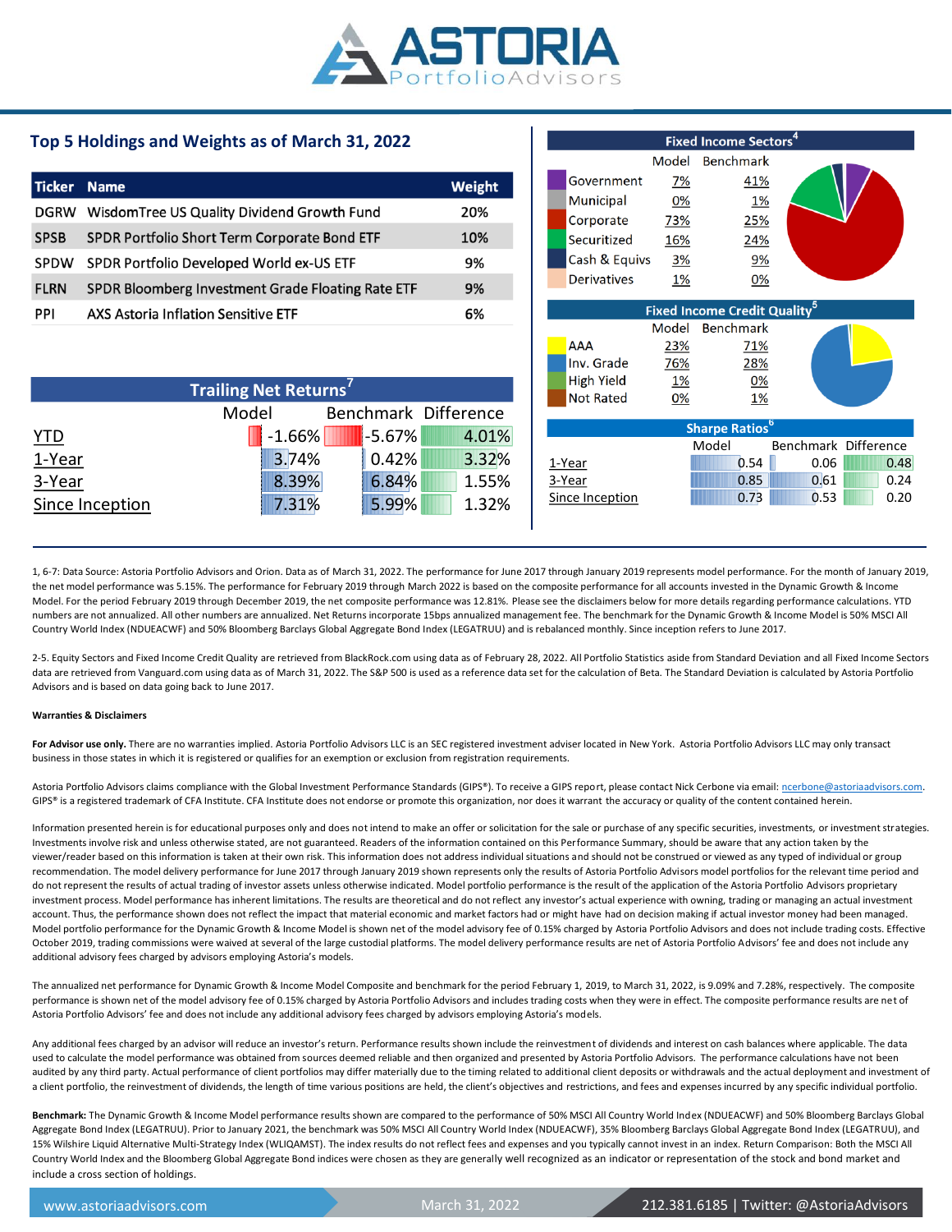## Top 5 Holdings and Weights as of March 31, 2022

| Ticker | Name | Weight |
|---|---|---|
| DGRW | WisdomTree US Quality Dividend Growth Fund | 20% |
| SPSB | SPDR Portfolio Short Term Corporate Bond ETF | 10% |
| SPDW | SPDR Portfolio Developed World ex-US ETF | 9% |
| FLRN | SPDR Bloomberg Investment Grade Floating Rate ETF | 9% |
| PPI | AXS Astoria Inflation Sensitive ETF | 6% |

## Trailing Net Returns[7]

| | Model | Benchmark | Difference |
|---|---|---|---|
| YTD | -1.66% | -5.67% | 4.01% |
| 1-Year | 3.74% | 0.42% | 3.32% |
| 3-Year | 8.39% | 6.84% | 1.55% |
| Since Inception | 7.31% | 5.99% | 1.32% |

## Fixed Income Sectors[4]

| | Model | Benchmark |
|---|---|---|
| Government | 7% | 41% |
| Municipal | 0% | 1% |
| Corporate | 73% | 25% |
| Securitized | 16% | 24% |
| Cash & Equivs | 3% | 9% |
| Derivatives | 1% | 0% |

## Fixed Income Credit Quality[5]

| | Model | Benchmark |
|---|---|---|
| AAA | 23% | 71% |
| Inv. Grade | 76% | 28% |
| High Yield | 1% | 0% |
| Not Rated | 0% | 1% |

## Sharpe Ratios[6]

| | Model | Benchmark | Difference |
|---|---|---|---|
| 1-Year | 0.54 | 0.06 | 0.48 |
| 3-Year | 0.85 | 0.61 | 0.24 |
| Since Inception | 0.73 | 0.53 | 0.20 |

1, 6-7: Data Source: Astoria Portfolio Advisors and Orion. Data as of March 31, 2022. The performance for June 2017 through January 2019 represents model performance. For the month of January 2019, the net model performance was 5.15%. The performance for February 2019 through March 2022 is based on the composite performance for all accounts invested in the Dynamic Growth & Income Model. For the period February 2019 through December 2019, the net composite performance was 12.81%. Please see the disclaimers below for more details regarding performance calculations. YTD numbers are not annualized. All other numbers are annualized. Net Returns incorporate 15bps annualized management fee. The benchmark for the Dynamic Growth & Income Model is 50% MSCI All Country World Index (NDUEACWF) and 50% Bloomberg Barclays Global Aggregate Bond Index (LEGATRUU) and is rebalanced monthly. Since inception refers to June 2017.

2-5. Equity Sectors and Fixed Income Credit Quality are retrieved from BlackRock.com using data as of February 28, 2022. All Portfolio Statistics aside from Standard Deviation and all Fixed Income Sectors data are retrieved from Vanguard.com using data as of March 31, 2022. The S&P 500 is used as a reference data set for the calculation of Beta. The Standard Deviation is calculated by Astoria Portfolio Advisors and is based on data going back to June 2017.

**Warranties & Disclaimers**

**For Advisor use only.** There are no warranties implied. Astoria Portfolio Advisors LLC is an SEC registered investment adviser located in New York. Astoria Portfolio Advisors LLC may only transact business in those states in which it is registered or qualifies for an exemption or exclusion from registration requirements.

Astoria Portfolio Advisors claims compliance with the Global Investment Performance Standards (GIPS®). To receive a GIPS report, please contact Nick Cerbone via email: ncerbone@astoriaadvisors.com. GIPS® is a registered trademark of CFA Institute. CFA Institute does not endorse or promote this organization, nor does it warrant the accuracy or quality of the content contained herein.

Information presented herein is for educational purposes only and does not intend to make an offer or solicitation for the sale or purchase of any specific securities, investments, or investment strategies. Investments involve risk and unless otherwise stated, are not guaranteed. Readers of the information contained on this Performance Summary, should be aware that any action taken by the viewer/reader based on this information is taken at their own risk. This information does not address individual situations and should not be construed or viewed as any typed of individual or group recommendation. The model delivery performance for June 2017 through January 2019 shown represents only the results of Astoria Portfolio Advisors model portfolios for the relevant time period and do not represent the results of actual trading of investor assets unless otherwise indicated. Model portfolio performance is the result of the application of the Astoria Portfolio Advisors proprietary investment process. Model performance has inherent limitations. The results are theoretical and do not reflect any investor's actual experience with owning, trading or managing an actual investment account. Thus, the performance shown does not reflect the impact that material economic and market factors had or might have had on decision making if actual investor money had been managed. Model portfolio performance for the Dynamic Growth & Income Model is shown net of the model advisory fee of 0.15% charged by Astoria Portfolio Advisors and does not include trading costs. Effective October 2019, trading commissions were waived at several of the large custodial platforms. The model delivery performance results are net of Astoria Portfolio Advisors' fee and does not include any additional advisory fees charged by advisors employing Astoria's models.

The annualized net performance for Dynamic Growth & Income Model Composite and benchmark for the period February 1, 2019, to March 31, 2022, is 9.09% and 7.28%, respectively. The composite performance is shown net of the model advisory fee of 0.15% charged by Astoria Portfolio Advisors and includes trading costs when they were in effect. The composite performance results are net of Astoria Portfolio Advisors' fee and does not include any additional advisory fees charged by advisors employing Astoria's models.

Any additional fees charged by an advisor will reduce an investor's return. Performance results shown include the reinvestment of dividends and interest on cash balances where applicable. The data used to calculate the model performance was obtained from sources deemed reliable and then organized and presented by Astoria Portfolio Advisors. The performance calculations have not been audited by any third party. Actual performance of client portfolios may differ materially due to the timing related to additional client deposits or withdrawals and the actual deployment and investment of a client portfolio, the reinvestment of dividends, the length of time various positions are held, the client's objectives and restrictions, and fees and expenses incurred by any specific individual portfolio.

**Benchmark:** The Dynamic Growth & Income Model performance results shown are compared to the performance of 50% MSCI All Country World Index (NDUEACWF) and 50% Bloomberg Barclays Global Aggregate Bond Index (LEGATRUU). Prior to January 2021, the benchmark was 50% MSCI All Country World Index (NDUEACWF), 35% Bloomberg Barclays Global Aggregate Bond Index (LEGATRUU), and 15% Wilshire Liquid Alternative Multi-Strategy Index (WLIQAMST). The index results do not reflect fees and expenses and you typically cannot invest in an index. Return Comparison: Both the MSCI All Country World Index and the Bloomberg Global Aggregate Bond indices were chosen as they are generally well recognized as an indicator or representation of the stock and bond market and include a cross section of holdings.